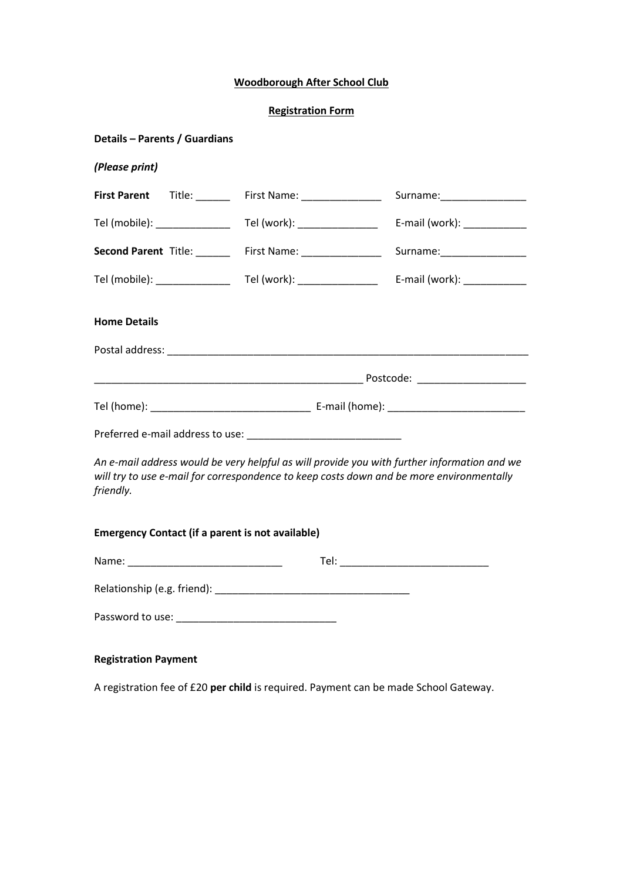**Woodborough After School Club**

**Registration Form**

**Details – Parents / Guardians**

*(Please print)*

**First Parent** Title: ______ First Name: ______________ Surname:_______________

Tel (mobile): _____________ Tel (work): ______________ E-mail (work): ___________

**Second Parent** Title: ______ First Name: ______________ Surname:_______________

Tel (mobile): _____________ Tel (work): ______________ E-mail (work): ___________

**Home Details**

Postal address: _________________________________________________________________

_______________________________________________ Postcode: ___________________

Tel (home): ____________________________ E-mail (home): ________________________

Preferred e-mail address to use: ___________________________

*An e-mail address would be very helpful as will provide you with further information and we will try to use e-mail for correspondence to keep costs down and be more environmentally friendly.*

**Emergency Contact (if a parent is not available)**

Name: ___________________________ Tel: __________________________

Relationship (e.g. friend): __________________________________

Password to use: ____________________________

**Registration Payment**

A registration fee of £20 **per child** is required. Payment can be made School Gateway.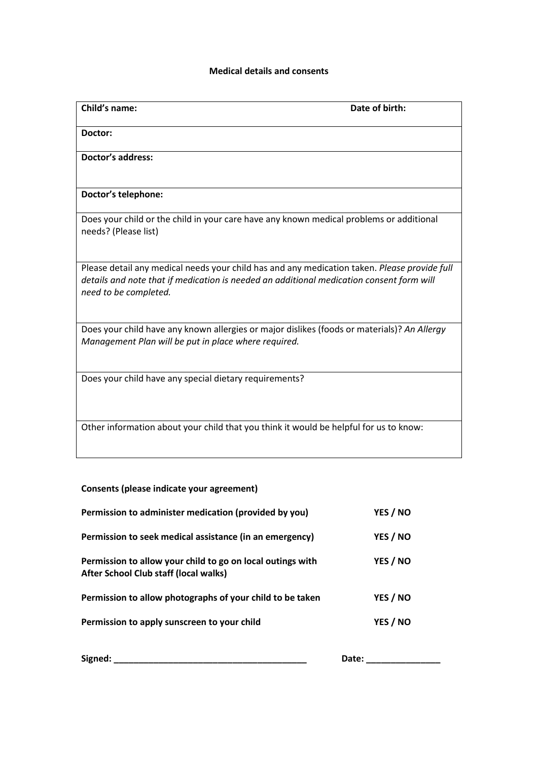**Medical details and consents**

| **Child's name:** | **Date of birth:** |
|---|---|
| **Doctor:** | |
| **Doctor's address:** | |
| **Doctor's telephone:** | |
| Does your child or the child in your care have any known medical problems or additional needs? (Please list) | |
| Please detail any medical needs your child has and any medication taken. *Please provide full details and note that if medication is needed an additional medication consent form will need to be completed.* | |
| Does your child have any known allergies or major dislikes (foods or materials)? *An Allergy Management Plan will be put in place where required.* | |
| Does your child have any special dietary requirements? | |
| Other information about your child that you think it would be helpful for us to know: | |

**Consents (please indicate your agreement)**

| | |
|---|---|
| **Permission to administer medication (provided by you)** | **YES / NO** |
| **Permission to seek medical assistance (in an emergency)** | **YES / NO** |
| **Permission to allow your child to go on local outings with After School Club staff (local walks)** | **YES / NO** |
| **Permission to allow photographs of your child to be taken** | **YES / NO** |
| **Permission to apply sunscreen to your child** | **YES / NO** |

**Signed: _______________________________________** **Date: _______________**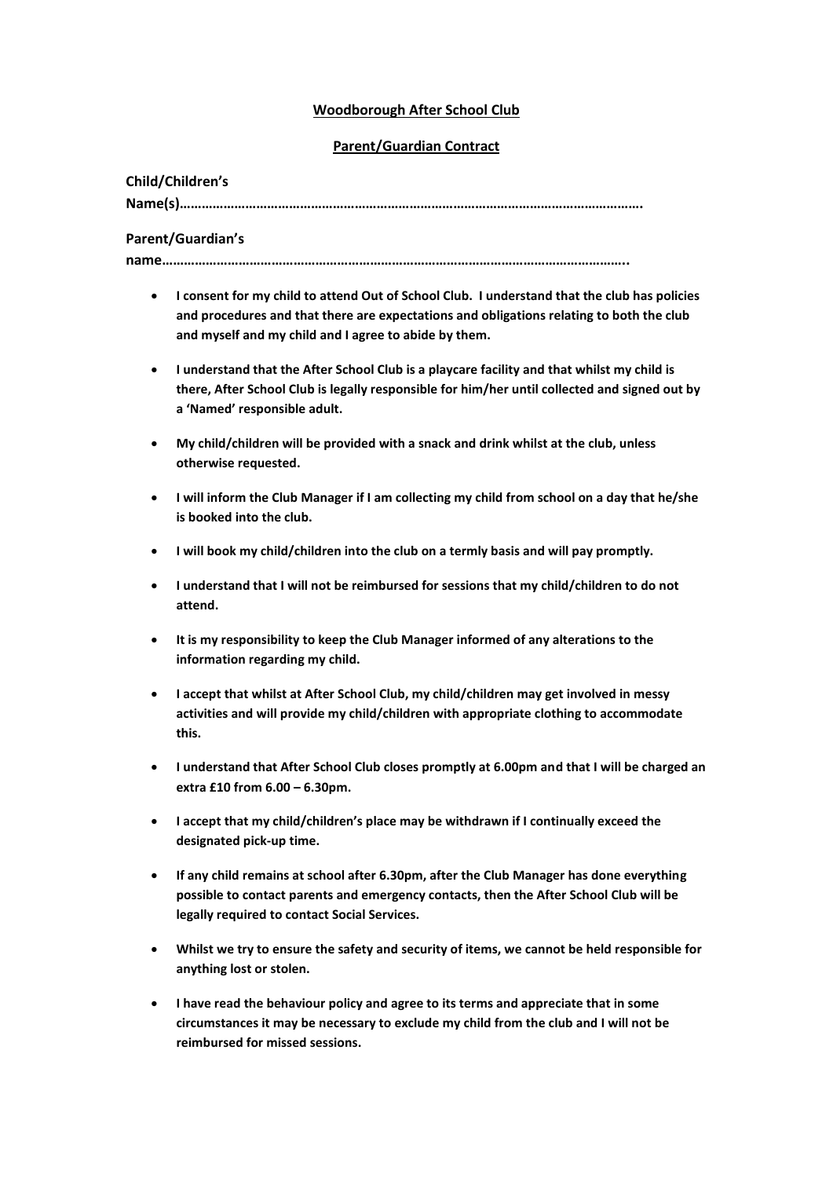**Woodborough After School Club**

**Parent/Guardian Contract**

**Child/Children's Name(s)……………………………………………………………………………………………………………….**

**Parent/Guardian's name…………………………………………………………………………………………………………………..**

- **I consent for my child to attend Out of School Club. I understand that the club has policies and procedures and that there are expectations and obligations relating to both the club and myself and my child and I agree to abide by them.**
- **I understand that the After School Club is a playcare facility and that whilst my child is there, After School Club is legally responsible for him/her until collected and signed out by a 'Named' responsible adult.**
- **My child/children will be provided with a snack and drink whilst at the club, unless otherwise requested.**
- **I will inform the Club Manager if I am collecting my child from school on a day that he/she is booked into the club.**
- **I will book my child/children into the club on a termly basis and will pay promptly.**
- **I understand that I will not be reimbursed for sessions that my child/children to do not attend.**
- **It is my responsibility to keep the Club Manager informed of any alterations to the information regarding my child.**
- **I accept that whilst at After School Club, my child/children may get involved in messy activities and will provide my child/children with appropriate clothing to accommodate this.**
- **I understand that After School Club closes promptly at 6.00pm and that I will be charged an extra £10 from 6.00 – 6.30pm.**
- **I accept that my child/children's place may be withdrawn if I continually exceed the designated pick-up time.**
- **If any child remains at school after 6.30pm, after the Club Manager has done everything possible to contact parents and emergency contacts, then the After School Club will be legally required to contact Social Services.**
- **Whilst we try to ensure the safety and security of items, we cannot be held responsible for anything lost or stolen.**
- **I have read the behaviour policy and agree to its terms and appreciate that in some circumstances it may be necessary to exclude my child from the club and I will not be reimbursed for missed sessions.**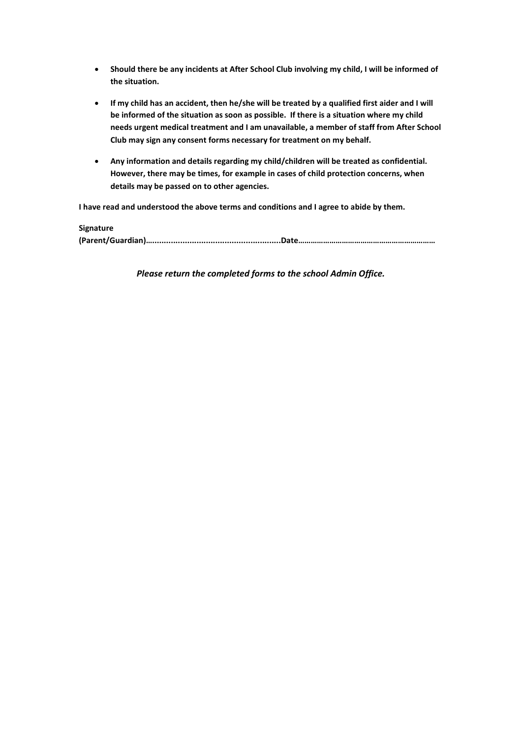- **Should there be any incidents at After School Club involving my child, I will be informed of the situation.**

- **If my child has an accident, then he/she will be treated by a qualified first aider and I will be informed of the situation as soon as possible. If there is a situation where my child needs urgent medical treatment and I am unavailable, a member of staff from After School Club may sign any consent forms necessary for treatment on my behalf.**

- **Any information and details regarding my child/children will be treated as confidential. However, there may be times, for example in cases of child protection concerns, when details may be passed on to other agencies.**

**I have read and understood the above terms and conditions and I agree to abide by them.**

**Signature**
**(Parent/Guardian)…........................................................Date…………………………………………………………**

***Please return the completed forms to the school Admin Office.***